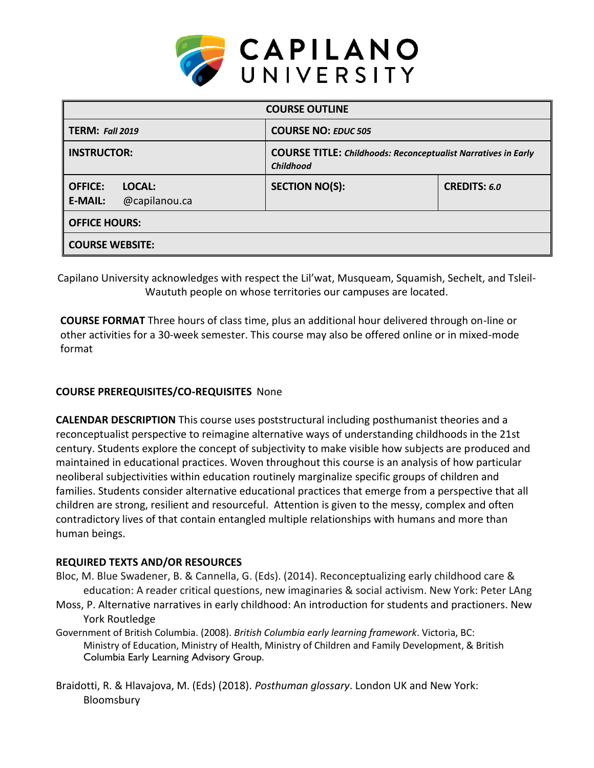# CAPILANO UNIVERSITY

| COURSE OUTLINE | | |
|---|---|---|
| **TERM:** *Fall 2019* | **COURSE NO:** *EDUC 505* | |
| **INSTRUCTOR:** | **COURSE TITLE:** *Childhoods: Reconceptualist Narratives in Early Childhood* | |
| **OFFICE:** **LOCAL:** <br> **E-MAIL:** @capilanou.ca | **SECTION NO(S):** | **CREDITS:** *6.0* |
| **OFFICE HOURS:** | | |
| **COURSE WEBSITE:** | | |

Capilano University acknowledges with respect the Lil'wat, Musqueam, Squamish, Sechelt, and Tsleil-Waututh people on whose territories our campuses are located.

**COURSE FORMAT** Three hours of class time, plus an additional hour delivered through on-line or other activities for a 30-week semester. This course may also be offered online or in mixed-mode format

**COURSE PREREQUISITES/CO-REQUISITES** None

**CALENDAR DESCRIPTION** This course uses poststructural including posthumanist theories and a reconceptualist perspective to reimagine alternative ways of understanding childhoods in the 21st century. Students explore the concept of subjectivity to make visible how subjects are produced and maintained in educational practices. Woven throughout this course is an analysis of how particular neoliberal subjectivities within education routinely marginalize specific groups of children and families. Students consider alternative educational practices that emerge from a perspective that all children are strong, resilient and resourceful. Attention is given to the messy, complex and often contradictory lives of that contain entangled multiple relationships with humans and more than human beings.

**REQUIRED TEXTS AND/OR RESOURCES**

Bloc, M. Blue Swadener, B. & Cannella, G. (Eds). (2014). Reconceptualizing early childhood care & education: A reader critical questions, new imaginaries & social activism. New York: Peter LAng

Moss, P. Alternative narratives in early childhood: An introduction for students and practioners. New York Routledge

Government of British Columbia. (2008). *British Columbia early learning framework*. Victoria, BC: Ministry of Education, Ministry of Health, Ministry of Children and Family Development, & British Columbia Early Learning Advisory Group.

Braidotti, R. & Hlavajova, M. (Eds) (2018). *Posthuman glossary*. London UK and New York: Bloomsbury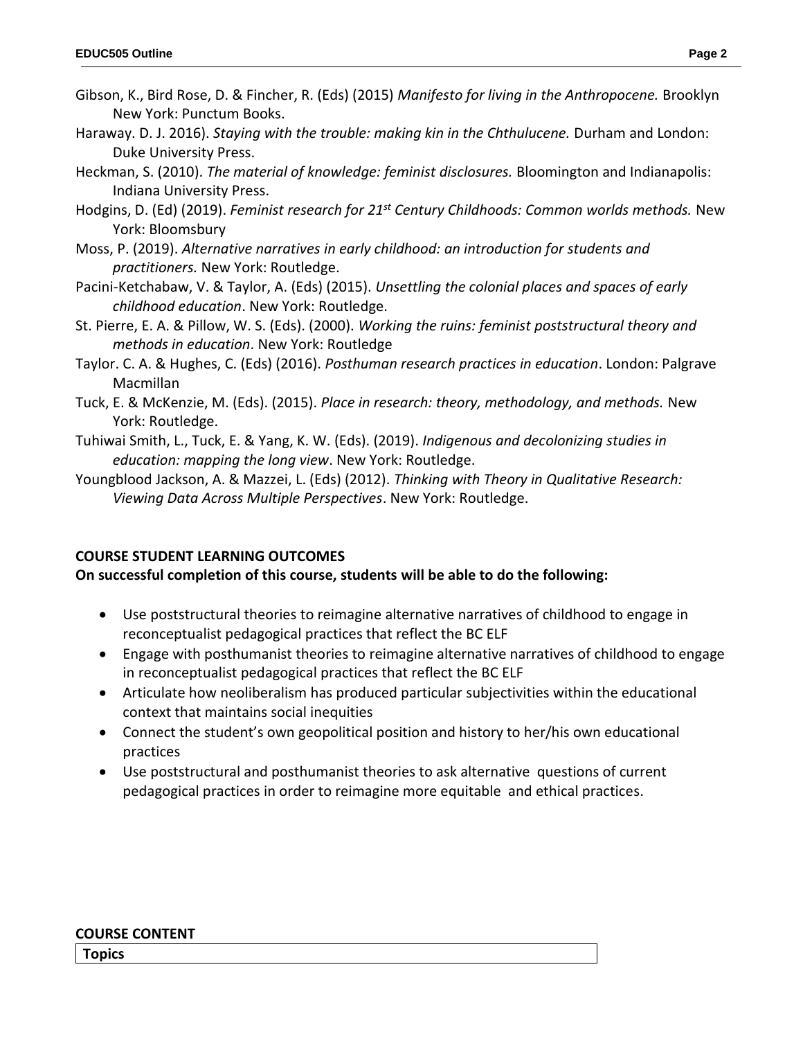Gibson, K., Bird Rose, D. & Fincher, R. (Eds) (2015) *Manifesto for living in the Anthropocene.* Brooklyn New York: Punctum Books.

Haraway. D. J. 2016). *Staying with the trouble: making kin in the Chthulucene.* Durham and London: Duke University Press.

Heckman, S. (2010). *The material of knowledge: feminist disclosures.* Bloomington and Indianapolis: Indiana University Press.

Hodgins, D. (Ed) (2019). *Feminist research for 21st Century Childhoods: Common worlds methods.* New York: Bloomsbury

Moss, P. (2019). *Alternative narratives in early childhood: an introduction for students and practitioners.* New York: Routledge.

Pacini-Ketchabaw, V. & Taylor, A. (Eds) (2015). *Unsettling the colonial places and spaces of early childhood education*. New York: Routledge.

St. Pierre, E. A. & Pillow, W. S. (Eds). (2000). *Working the ruins: feminist poststructural theory and methods in education*. New York: Routledge

Taylor. C. A. & Hughes, C. (Eds) (2016). *Posthuman research practices in education*. London: Palgrave Macmillan

Tuck, E. & McKenzie, M. (Eds). (2015). *Place in research: theory, methodology, and methods.* New York: Routledge.

Tuhiwai Smith, L., Tuck, E. & Yang, K. W. (Eds). (2019). *Indigenous and decolonizing studies in education: mapping the long view*. New York: Routledge.

Youngblood Jackson, A. & Mazzei, L. (Eds) (2012). *Thinking with Theory in Qualitative Research: Viewing Data Across Multiple Perspectives*. New York: Routledge.

**COURSE STUDENT LEARNING OUTCOMES**

**On successful completion of this course, students will be able to do the following:**

- Use poststructural theories to reimagine alternative narratives of childhood to engage in reconceptualist pedagogical practices that reflect the BC ELF
- Engage with posthumanist theories to reimagine alternative narratives of childhood to engage in reconceptualist pedagogical practices that reflect the BC ELF
- Articulate how neoliberalism has produced particular subjectivities within the educational context that maintains social inequities
- Connect the student's own geopolitical position and history to her/his own educational practices
- Use poststructural and posthumanist theories to ask alternative questions of current pedagogical practices in order to reimagine more equitable and ethical practices.

**COURSE CONTENT**

| **Topics** |
| --- |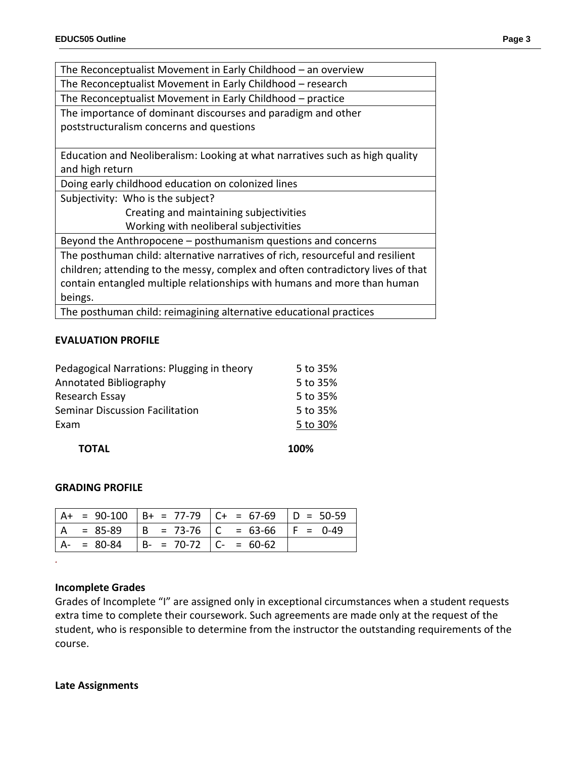| The Reconceptualist Movement in Early Childhood – an overview |
|---|
| The Reconceptualist Movement in Early Childhood – research |
| The Reconceptualist Movement in Early Childhood – practice |
| The importance of dominant discourses and paradigm and other poststructuralism concerns and questions |
| Education and Neoliberalism: Looking at what narratives such as high quality and high return |
| Doing early childhood education on colonized lines |
| Subjectivity: Who is the subject?<br>Creating and maintaining subjectivities<br>Working with neoliberal subjectivities |
| Beyond the Anthropocene – posthumanism questions and concerns |
| The posthuman child: alternative narratives of rich, resourceful and resilient children; attending to the messy, complex and often contradictory lives of that contain entangled multiple relationships with humans and more than human beings. |
| The posthuman child: reimagining alternative educational practices |

**EVALUATION PROFILE**

| | |
|---|---|
| Pedagogical Narrations: Plugging in theory | 5 to 35% |
| Annotated Bibliography | 5 to 35% |
| Research Essay | 5 to 35% |
| Seminar Discussion Facilitation | 5 to 35% |
| Exam | 5 to 30% |
| **TOTAL** | **100%** |

**GRADING PROFILE**

| | | | |
|---|---|---|---|
| A+ = 90-100 | B+ = 77-79 | C+ = 67-69 | D = 50-59 |
| A = 85-89 | B = 73-76 | C = 63-66 | F = 0-49 |
| A- = 80-84 | B- = 70-72 | C- = 60-62 | |

**Incomplete Grades**

Grades of Incomplete "I" are assigned only in exceptional circumstances when a student requests extra time to complete their coursework. Such agreements are made only at the request of the student, who is responsible to determine from the instructor the outstanding requirements of the course.

**Late Assignments**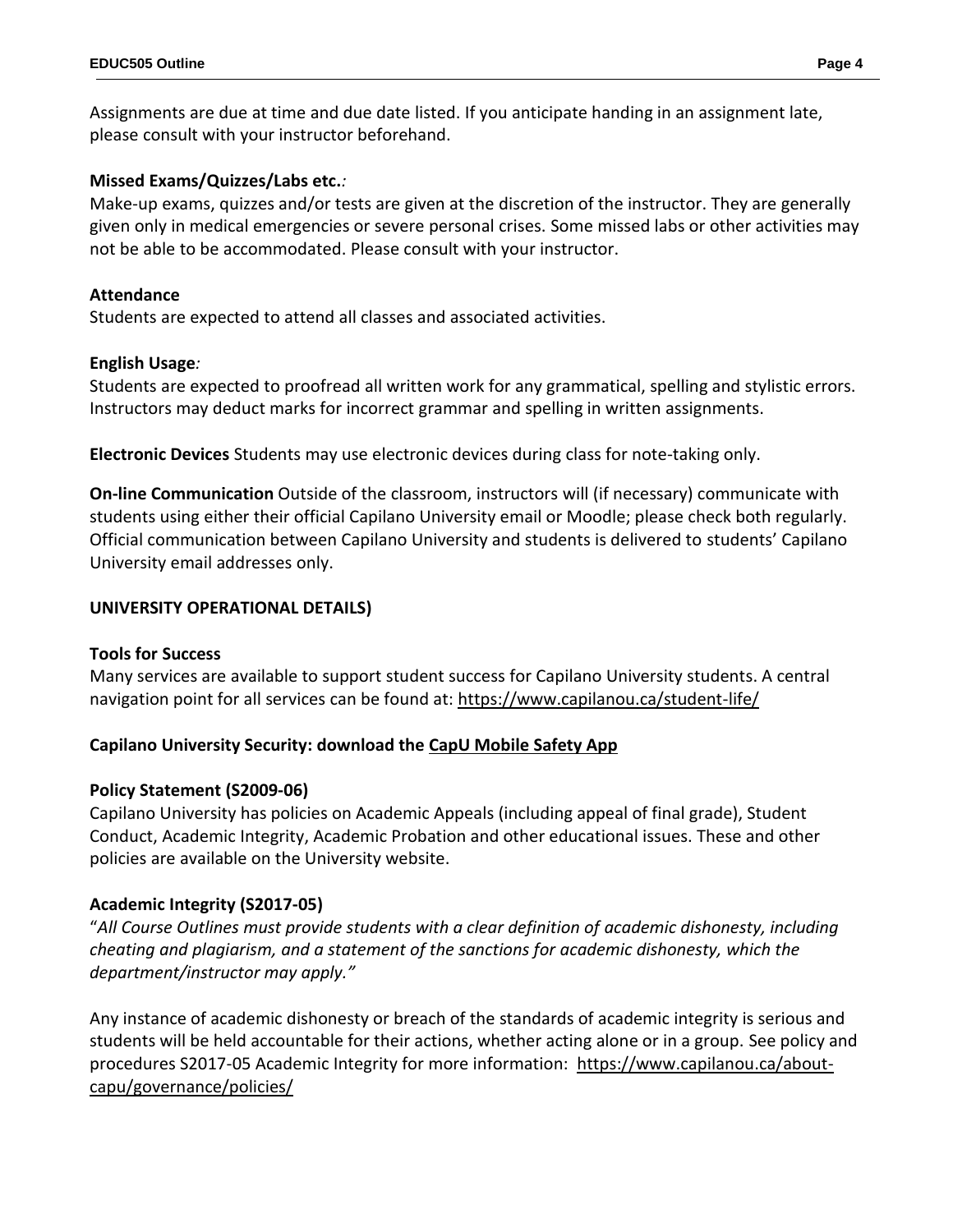Assignments are due at time and due date listed. If you anticipate handing in an assignment late, please consult with your instructor beforehand.

**Missed Exams/Quizzes/Labs etc.***:*
Make-up exams, quizzes and/or tests are given at the discretion of the instructor. They are generally given only in medical emergencies or severe personal crises. Some missed labs or other activities may not be able to be accommodated. Please consult with your instructor.

**Attendance**
Students are expected to attend all classes and associated activities.

**English Usage***:*
Students are expected to proofread all written work for any grammatical, spelling and stylistic errors. Instructors may deduct marks for incorrect grammar and spelling in written assignments.

**Electronic Devices** Students may use electronic devices during class for note-taking only.

**On-line Communication** Outside of the classroom, instructors will (if necessary) communicate with students using either their official Capilano University email or Moodle; please check both regularly. Official communication between Capilano University and students is delivered to students' Capilano University email addresses only.

## UNIVERSITY OPERATIONAL DETAILS)

**Tools for Success**
Many services are available to support student success for Capilano University students. A central navigation point for all services can be found at: https://www.capilanou.ca/student-life/

**Capilano University Security: download the CapU Mobile Safety App**

**Policy Statement (S2009-06)**
Capilano University has policies on Academic Appeals (including appeal of final grade), Student Conduct, Academic Integrity, Academic Probation and other educational issues. These and other policies are available on the University website.

**Academic Integrity (S2017-05)**
"*All Course Outlines must provide students with a clear definition of academic dishonesty, including cheating and plagiarism, and a statement of the sanctions for academic dishonesty, which the department/instructor may apply."*

Any instance of academic dishonesty or breach of the standards of academic integrity is serious and students will be held accountable for their actions, whether acting alone or in a group. See policy and procedures S2017-05 Academic Integrity for more information: https://www.capilanou.ca/about-capu/governance/policies/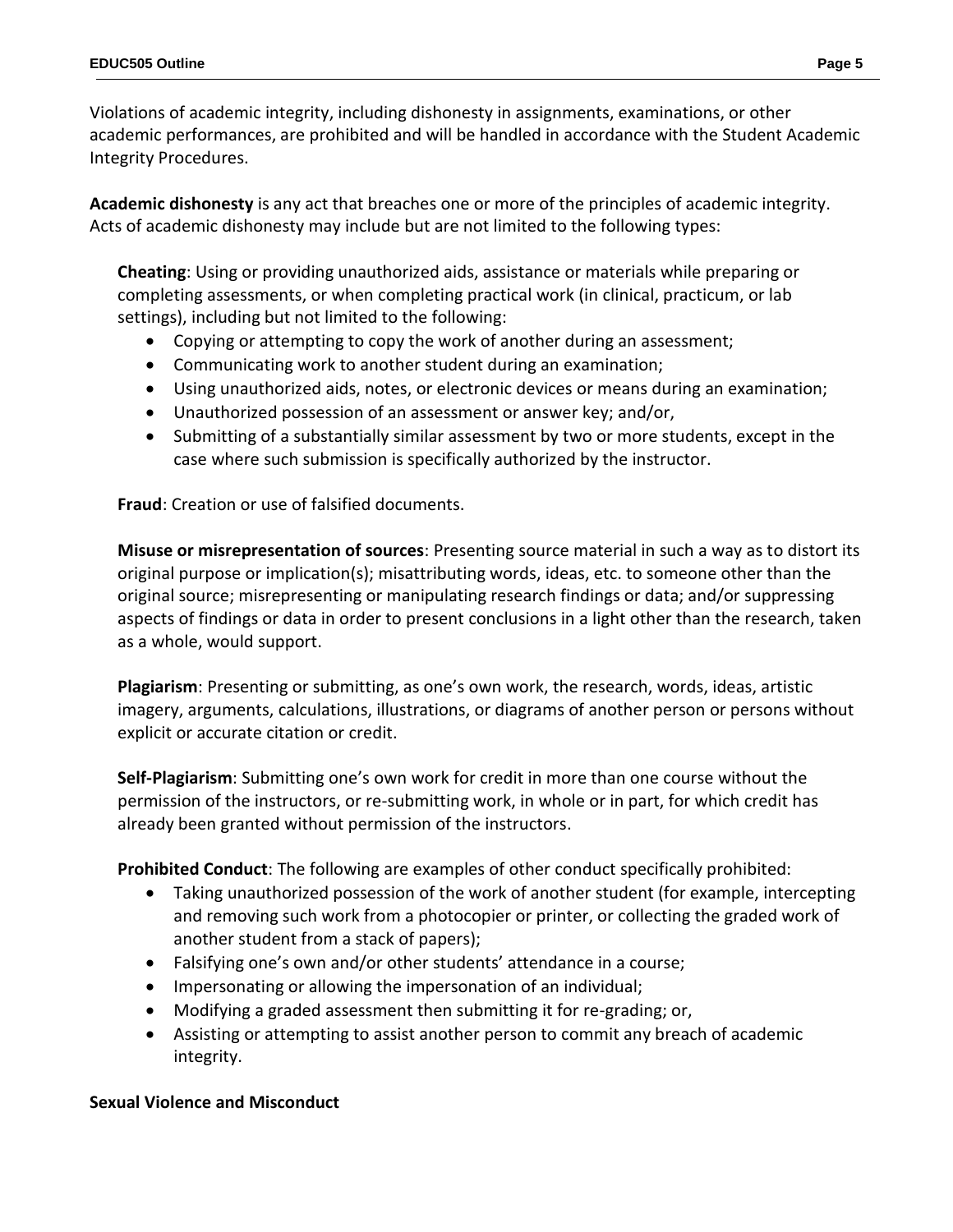Violations of academic integrity, including dishonesty in assignments, examinations, or other academic performances, are prohibited and will be handled in accordance with the Student Academic Integrity Procedures.

**Academic dishonesty** is any act that breaches one or more of the principles of academic integrity. Acts of academic dishonesty may include but are not limited to the following types:

**Cheating**: Using or providing unauthorized aids, assistance or materials while preparing or completing assessments, or when completing practical work (in clinical, practicum, or lab settings), including but not limited to the following:

- Copying or attempting to copy the work of another during an assessment;
- Communicating work to another student during an examination;
- Using unauthorized aids, notes, or electronic devices or means during an examination;
- Unauthorized possession of an assessment or answer key; and/or,
- Submitting of a substantially similar assessment by two or more students, except in the case where such submission is specifically authorized by the instructor.

**Fraud**: Creation or use of falsified documents.

**Misuse or misrepresentation of sources**: Presenting source material in such a way as to distort its original purpose or implication(s); misattributing words, ideas, etc. to someone other than the original source; misrepresenting or manipulating research findings or data; and/or suppressing aspects of findings or data in order to present conclusions in a light other than the research, taken as a whole, would support.

**Plagiarism**: Presenting or submitting, as one's own work, the research, words, ideas, artistic imagery, arguments, calculations, illustrations, or diagrams of another person or persons without explicit or accurate citation or credit.

**Self-Plagiarism**: Submitting one's own work for credit in more than one course without the permission of the instructors, or re-submitting work, in whole or in part, for which credit has already been granted without permission of the instructors.

**Prohibited Conduct**: The following are examples of other conduct specifically prohibited:

- Taking unauthorized possession of the work of another student (for example, intercepting and removing such work from a photocopier or printer, or collecting the graded work of another student from a stack of papers);
- Falsifying one's own and/or other students' attendance in a course;
- Impersonating or allowing the impersonation of an individual;
- Modifying a graded assessment then submitting it for re-grading; or,
- Assisting or attempting to assist another person to commit any breach of academic integrity.

**Sexual Violence and Misconduct**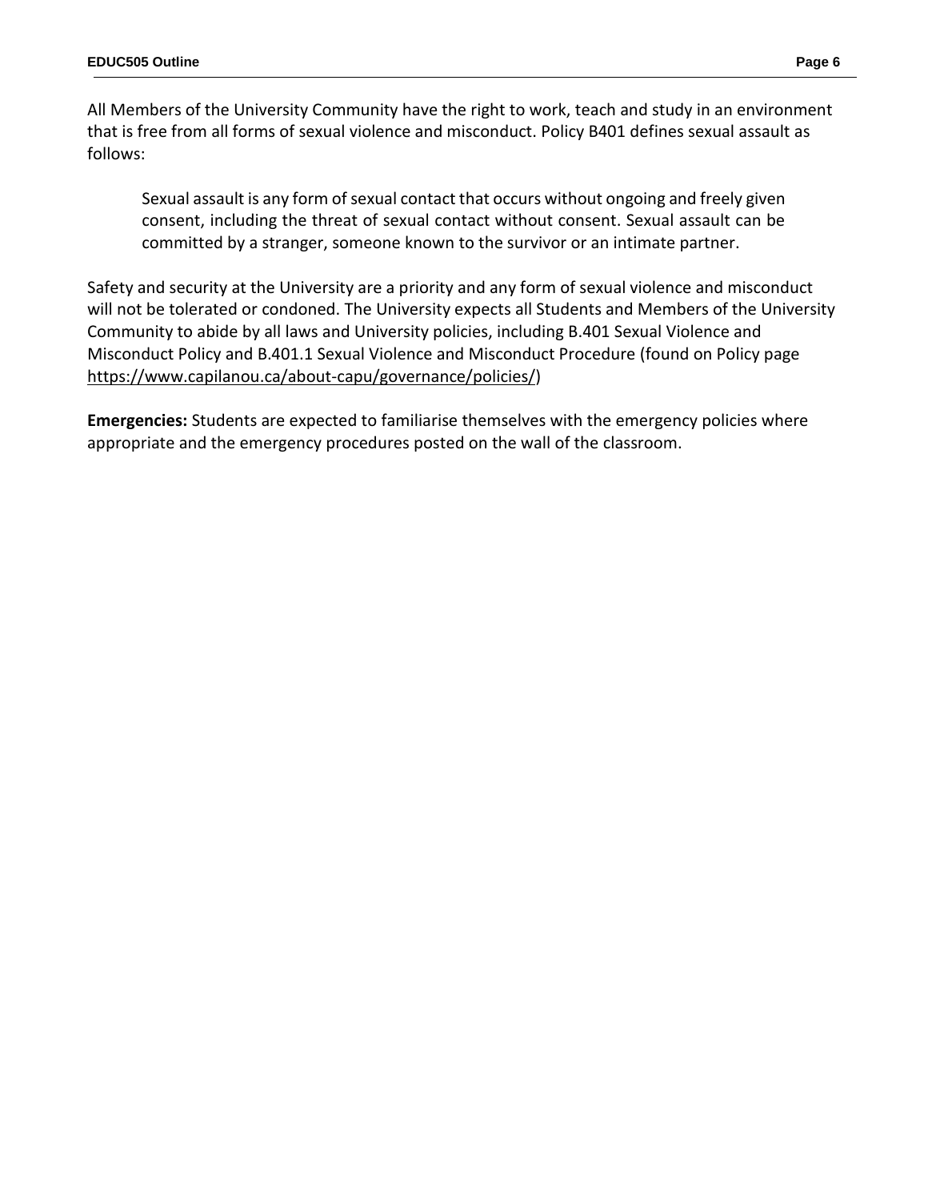All Members of the University Community have the right to work, teach and study in an environment that is free from all forms of sexual violence and misconduct. Policy B401 defines sexual assault as follows:

> Sexual assault is any form of sexual contact that occurs without ongoing and freely given consent, including the threat of sexual contact without consent. Sexual assault can be committed by a stranger, someone known to the survivor or an intimate partner.

Safety and security at the University are a priority and any form of sexual violence and misconduct will not be tolerated or condoned. The University expects all Students and Members of the University Community to abide by all laws and University policies, including B.401 Sexual Violence and Misconduct Policy and B.401.1 Sexual Violence and Misconduct Procedure (found on Policy page https://www.capilanou.ca/about-capu/governance/policies/)

**Emergencies:** Students are expected to familiarise themselves with the emergency policies where appropriate and the emergency procedures posted on the wall of the classroom.